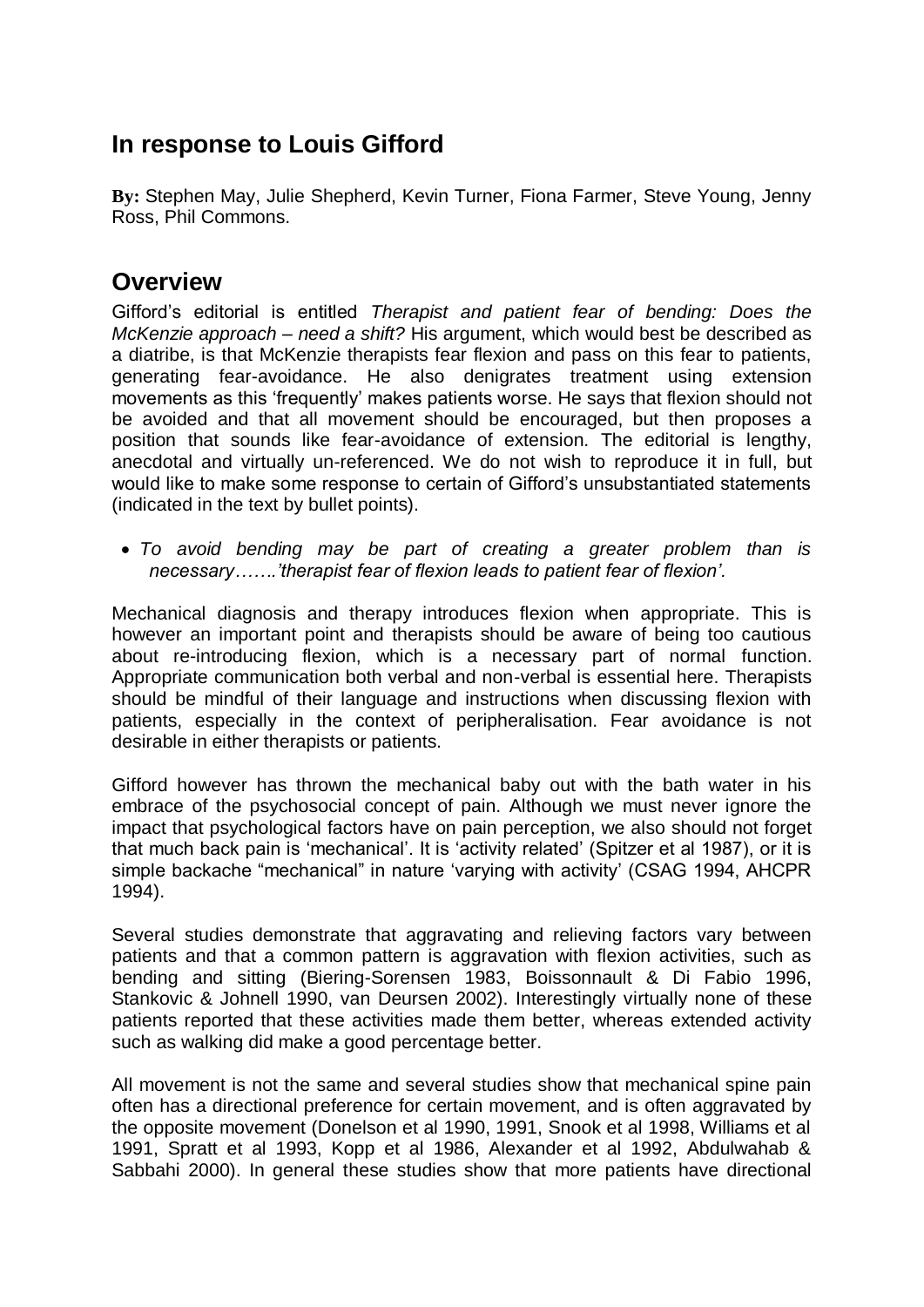## In response to Louis Gifford

**By:** Stephen May, Julie Shepherd, Kevin Turner, Fiona Farmer, Steve Young, Jenny Ross, Phil Commons.

## Overview

Gifford's editorial is entitled *Therapist and patient fear of bending: Does the McKenzie approach – need a shift?* His argument, which would best be described as a diatribe, is that McKenzie therapists fear flexion and pass on this fear to patients, generating fear-avoidance. He also denigrates treatment using extension movements as this 'frequently' makes patients worse. He says that flexion should not be avoided and that all movement should be encouraged, but then proposes a position that sounds like fear-avoidance of extension. The editorial is lengthy, anecdotal and virtually un-referenced. We do not wish to reproduce it in full, but would like to make some response to certain of Gifford's unsubstantiated statements (indicated in the text by bullet points).

- *To avoid bending may be part of creating a greater problem than is necessary…….'therapist fear of flexion leads to patient fear of flexion'.*

Mechanical diagnosis and therapy introduces flexion when appropriate. This is however an important point and therapists should be aware of being too cautious about re-introducing flexion, which is a necessary part of normal function. Appropriate communication both verbal and non-verbal is essential here. Therapists should be mindful of their language and instructions when discussing flexion with patients, especially in the context of peripheralisation. Fear avoidance is not desirable in either therapists or patients.

Gifford however has thrown the mechanical baby out with the bath water in his embrace of the psychosocial concept of pain. Although we must never ignore the impact that psychological factors have on pain perception, we also should not forget that much back pain is 'mechanical'. It is 'activity related' (Spitzer et al 1987), or it is simple backache "mechanical" in nature 'varying with activity' (CSAG 1994, AHCPR 1994).

Several studies demonstrate that aggravating and relieving factors vary between patients and that a common pattern is aggravation with flexion activities, such as bending and sitting (Biering-Sorensen 1983, Boissonnault & Di Fabio 1996, Stankovic & Johnell 1990, van Deursen 2002). Interestingly virtually none of these patients reported that these activities made them better, whereas extended activity such as walking did make a good percentage better.

All movement is not the same and several studies show that mechanical spine pain often has a directional preference for certain movement, and is often aggravated by the opposite movement (Donelson et al 1990, 1991, Snook et al 1998, Williams et al 1991, Spratt et al 1993, Kopp et al 1986, Alexander et al 1992, Abdulwahab & Sabbahi 2000). In general these studies show that more patients have directional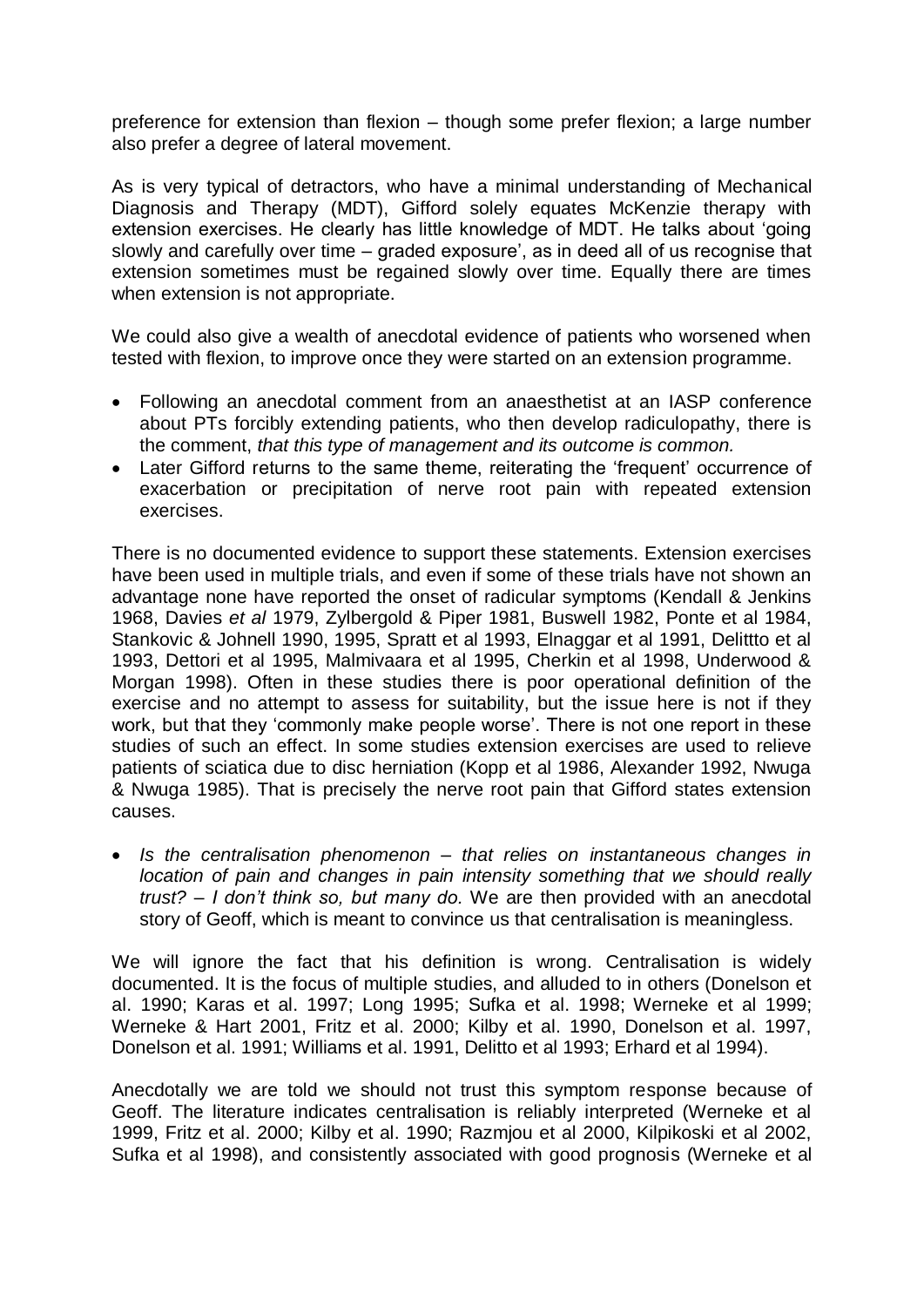preference for extension than flexion – though some prefer flexion; a large number also prefer a degree of lateral movement.

As is very typical of detractors, who have a minimal understanding of Mechanical Diagnosis and Therapy (MDT), Gifford solely equates McKenzie therapy with extension exercises. He clearly has little knowledge of MDT. He talks about 'going slowly and carefully over time – graded exposure', as in deed all of us recognise that extension sometimes must be regained slowly over time. Equally there are times when extension is not appropriate.

We could also give a wealth of anecdotal evidence of patients who worsened when tested with flexion, to improve once they were started on an extension programme.

- Following an anecdotal comment from an anaesthetist at an IASP conference about PTs forcibly extending patients, who then develop radiculopathy, there is the comment, *that this type of management and its outcome is common.*
- Later Gifford returns to the same theme, reiterating the 'frequent' occurrence of exacerbation or precipitation of nerve root pain with repeated extension exercises.

There is no documented evidence to support these statements. Extension exercises have been used in multiple trials, and even if some of these trials have not shown an advantage none have reported the onset of radicular symptoms (Kendall & Jenkins 1968, Davies *et al* 1979, Zylbergold & Piper 1981, Buswell 1982, Ponte et al 1984, Stankovic & Johnell 1990, 1995, Spratt et al 1993, Elnaggar et al 1991, Delittto et al 1993, Dettori et al 1995, Malmivaara et al 1995, Cherkin et al 1998, Underwood & Morgan 1998). Often in these studies there is poor operational definition of the exercise and no attempt to assess for suitability, but the issue here is not if they work, but that they 'commonly make people worse'. There is not one report in these studies of such an effect. In some studies extension exercises are used to relieve patients of sciatica due to disc herniation (Kopp et al 1986, Alexander 1992, Nwuga & Nwuga 1985). That is precisely the nerve root pain that Gifford states extension causes.

- *Is the centralisation phenomenon – that relies on instantaneous changes in location of pain and changes in pain intensity something that we should really trust? – I don't think so, but many do.* We are then provided with an anecdotal story of Geoff, which is meant to convince us that centralisation is meaningless.

We will ignore the fact that his definition is wrong. Centralisation is widely documented. It is the focus of multiple studies, and alluded to in others (Donelson et al. 1990; Karas et al. 1997; Long 1995; Sufka et al. 1998; Werneke et al 1999; Werneke & Hart 2001, Fritz et al. 2000; Kilby et al. 1990, Donelson et al. 1997, Donelson et al. 1991; Williams et al. 1991, Delitto et al 1993; Erhard et al 1994).

Anecdotally we are told we should not trust this symptom response because of Geoff. The literature indicates centralisation is reliably interpreted (Werneke et al 1999, Fritz et al. 2000; Kilby et al. 1990; Razmjou et al 2000, Kilpikoski et al 2002, Sufka et al 1998), and consistently associated with good prognosis (Werneke et al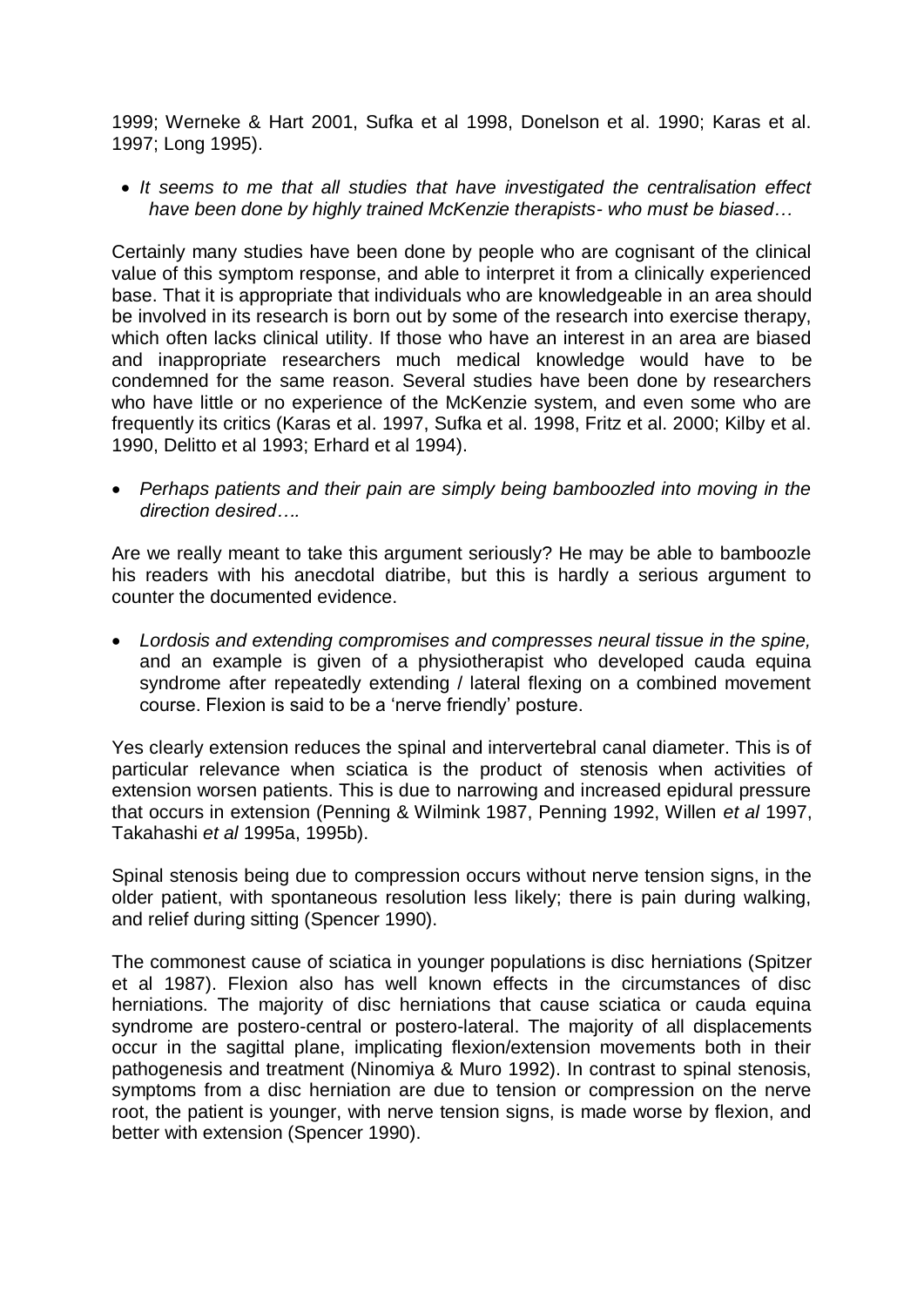1999; Werneke & Hart 2001, Sufka et al 1998, Donelson et al. 1990; Karas et al. 1997; Long 1995).

- *It seems to me that all studies that have investigated the centralisation effect have been done by highly trained McKenzie therapists- who must be biased…*

Certainly many studies have been done by people who are cognisant of the clinical value of this symptom response, and able to interpret it from a clinically experienced base. That it is appropriate that individuals who are knowledgeable in an area should be involved in its research is born out by some of the research into exercise therapy, which often lacks clinical utility. If those who have an interest in an area are biased and inappropriate researchers much medical knowledge would have to be condemned for the same reason. Several studies have been done by researchers who have little or no experience of the McKenzie system, and even some who are frequently its critics (Karas et al. 1997, Sufka et al. 1998, Fritz et al. 2000; Kilby et al. 1990, Delitto et al 1993; Erhard et al 1994).

- *Perhaps patients and their pain are simply being bamboozled into moving in the direction desired….*

Are we really meant to take this argument seriously? He may be able to bamboozle his readers with his anecdotal diatribe, but this is hardly a serious argument to counter the documented evidence.

- *Lordosis and extending compromises and compresses neural tissue in the spine,* and an example is given of a physiotherapist who developed cauda equina syndrome after repeatedly extending / lateral flexing on a combined movement course. Flexion is said to be a 'nerve friendly' posture.

Yes clearly extension reduces the spinal and intervertebral canal diameter. This is of particular relevance when sciatica is the product of stenosis when activities of extension worsen patients. This is due to narrowing and increased epidural pressure that occurs in extension (Penning & Wilmink 1987, Penning 1992, Willen *et al* 1997, Takahashi *et al* 1995a, 1995b).

Spinal stenosis being due to compression occurs without nerve tension signs, in the older patient, with spontaneous resolution less likely; there is pain during walking, and relief during sitting (Spencer 1990).

The commonest cause of sciatica in younger populations is disc herniations (Spitzer et al 1987). Flexion also has well known effects in the circumstances of disc herniations. The majority of disc herniations that cause sciatica or cauda equina syndrome are postero-central or postero-lateral. The majority of all displacements occur in the sagittal plane, implicating flexion/extension movements both in their pathogenesis and treatment (Ninomiya & Muro 1992). In contrast to spinal stenosis, symptoms from a disc herniation are due to tension or compression on the nerve root, the patient is younger, with nerve tension signs, is made worse by flexion, and better with extension (Spencer 1990).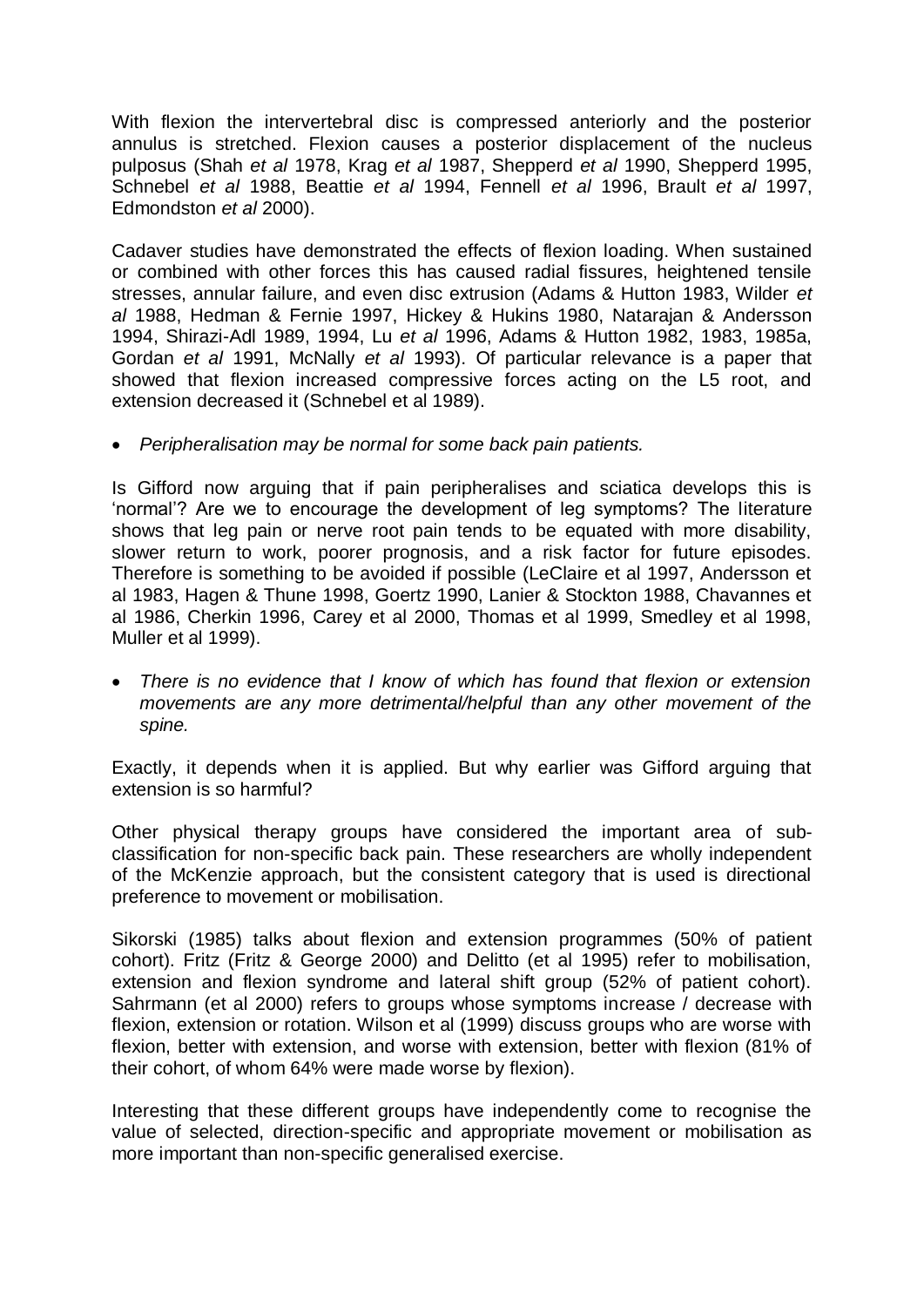With flexion the intervertebral disc is compressed anteriorly and the posterior annulus is stretched. Flexion causes a posterior displacement of the nucleus pulposus (Shah *et al* 1978, Krag *et al* 1987, Shepperd *et al* 1990, Shepperd 1995, Schnebel *et al* 1988, Beattie *et al* 1994, Fennell *et al* 1996, Brault *et al* 1997, Edmondston *et al* 2000).

Cadaver studies have demonstrated the effects of flexion loading. When sustained or combined with other forces this has caused radial fissures, heightened tensile stresses, annular failure, and even disc extrusion (Adams & Hutton 1983, Wilder *et al* 1988, Hedman & Fernie 1997, Hickey & Hukins 1980, Natarajan & Andersson 1994, Shirazi-Adl 1989, 1994, Lu *et al* 1996, Adams & Hutton 1982, 1983, 1985a, Gordan *et al* 1991, McNally *et al* 1993). Of particular relevance is a paper that showed that flexion increased compressive forces acting on the L5 root, and extension decreased it (Schnebel et al 1989).

- *Peripheralisation may be normal for some back pain patients.*

Is Gifford now arguing that if pain peripheralises and sciatica develops this is 'normal'? Are we to encourage the development of leg symptoms? The literature shows that leg pain or nerve root pain tends to be equated with more disability, slower return to work, poorer prognosis, and a risk factor for future episodes. Therefore is something to be avoided if possible (LeClaire et al 1997, Andersson et al 1983, Hagen & Thune 1998, Goertz 1990, Lanier & Stockton 1988, Chavannes et al 1986, Cherkin 1996, Carey et al 2000, Thomas et al 1999, Smedley et al 1998, Muller et al 1999).

- *There is no evidence that I know of which has found that flexion or extension movements are any more detrimental/helpful than any other movement of the spine.*

Exactly, it depends when it is applied. But why earlier was Gifford arguing that extension is so harmful?

Other physical therapy groups have considered the important area of sub-classification for non-specific back pain. These researchers are wholly independent of the McKenzie approach, but the consistent category that is used is directional preference to movement or mobilisation.

Sikorski (1985) talks about flexion and extension programmes (50% of patient cohort). Fritz (Fritz & George 2000) and Delitto (et al 1995) refer to mobilisation, extension and flexion syndrome and lateral shift group (52% of patient cohort). Sahrmann (et al 2000) refers to groups whose symptoms increase / decrease with flexion, extension or rotation. Wilson et al (1999) discuss groups who are worse with flexion, better with extension, and worse with extension, better with flexion (81% of their cohort, of whom 64% were made worse by flexion).

Interesting that these different groups have independently come to recognise the value of selected, direction-specific and appropriate movement or mobilisation as more important than non-specific generalised exercise.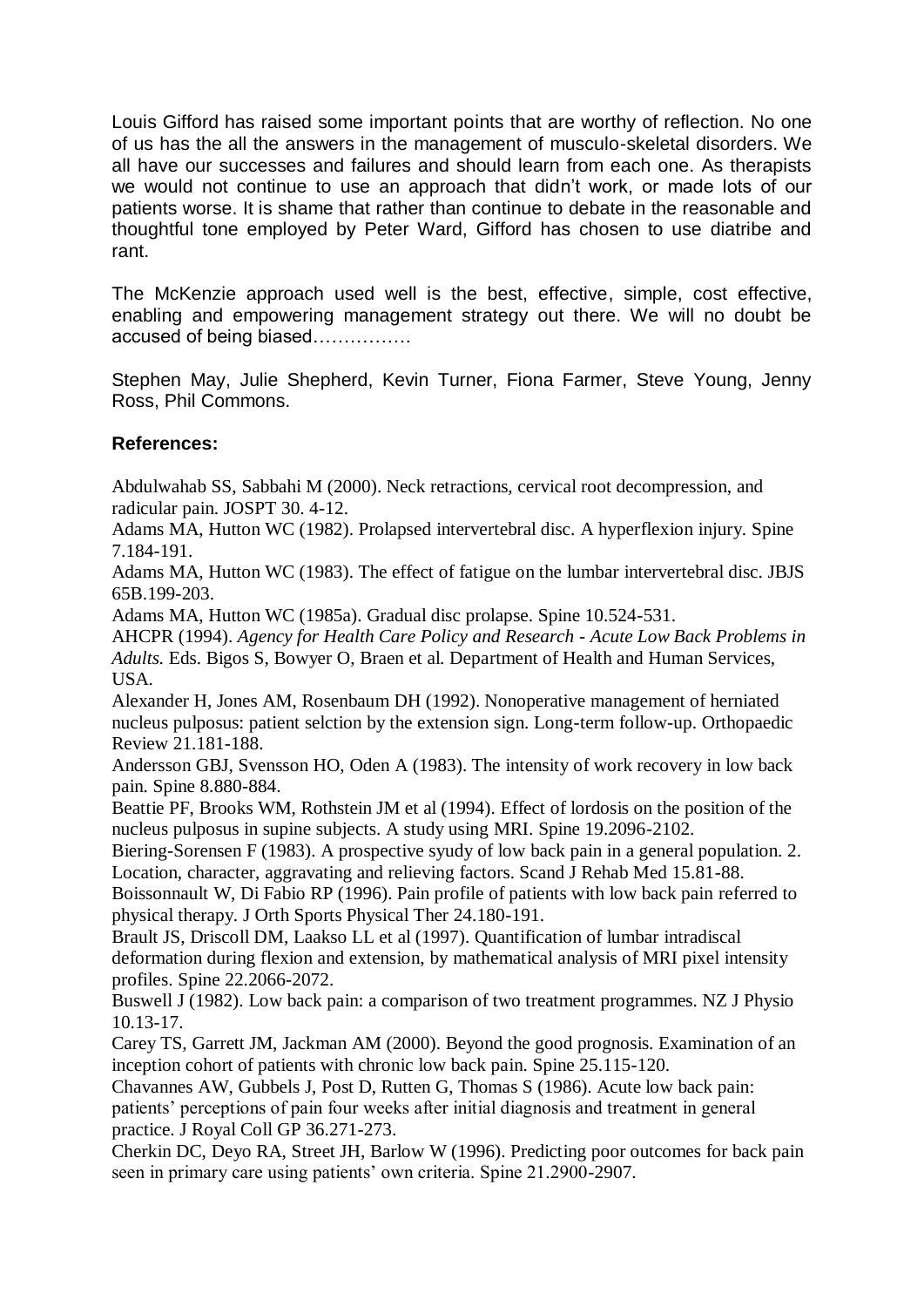Louis Gifford has raised some important points that are worthy of reflection. No one of us has the all the answers in the management of musculo-skeletal disorders. We all have our successes and failures and should learn from each one. As therapists we would not continue to use an approach that didn't work, or made lots of our patients worse. It is shame that rather than continue to debate in the reasonable and thoughtful tone employed by Peter Ward, Gifford has chosen to use diatribe and rant.

The McKenzie approach used well is the best, effective, simple, cost effective, enabling and empowering management strategy out there. We will no doubt be accused of being biased…………….

Stephen May, Julie Shepherd, Kevin Turner, Fiona Farmer, Steve Young, Jenny Ross, Phil Commons.

**References:**

Abdulwahab SS, Sabbahi M (2000). Neck retractions, cervical root decompression, and radicular pain. JOSPT 30. 4-12.

Adams MA, Hutton WC (1982). Prolapsed intervertebral disc. A hyperflexion injury. Spine 7.184-191.

Adams MA, Hutton WC (1983). The effect of fatigue on the lumbar intervertebral disc. JBJS 65B.199-203.

Adams MA, Hutton WC (1985a). Gradual disc prolapse. Spine 10.524-531.

AHCPR (1994). *Agency for Health Care Policy and Research - Acute Low Back Problems in Adults.* Eds. Bigos S, Bowyer O, Braen et al. Department of Health and Human Services, USA.

Alexander H, Jones AM, Rosenbaum DH (1992). Nonoperative management of herniated nucleus pulposus: patient selction by the extension sign. Long-term follow-up. Orthopaedic Review 21.181-188.

Andersson GBJ, Svensson HO, Oden A (1983). The intensity of work recovery in low back pain. Spine 8.880-884.

Beattie PF, Brooks WM, Rothstein JM et al (1994). Effect of lordosis on the position of the nucleus pulposus in supine subjects. A study using MRI. Spine 19.2096-2102.

Biering-Sorensen F (1983). A prospective syudy of low back pain in a general population. 2. Location, character, aggravating and relieving factors. Scand J Rehab Med 15.81-88.

Boissonnault W, Di Fabio RP (1996). Pain profile of patients with low back pain referred to physical therapy. J Orth Sports Physical Ther 24.180-191.

Brault JS, Driscoll DM, Laakso LL et al (1997). Quantification of lumbar intradiscal deformation during flexion and extension, by mathematical analysis of MRI pixel intensity profiles. Spine 22.2066-2072.

Buswell J (1982). Low back pain: a comparison of two treatment programmes. NZ J Physio 10.13-17.

Carey TS, Garrett JM, Jackman AM (2000). Beyond the good prognosis. Examination of an inception cohort of patients with chronic low back pain. Spine 25.115-120.

Chavannes AW, Gubbels J, Post D, Rutten G, Thomas S (1986). Acute low back pain: patients' perceptions of pain four weeks after initial diagnosis and treatment in general practice. J Royal Coll GP 36.271-273.

Cherkin DC, Deyo RA, Street JH, Barlow W (1996). Predicting poor outcomes for back pain seen in primary care using patients' own criteria. Spine 21.2900-2907.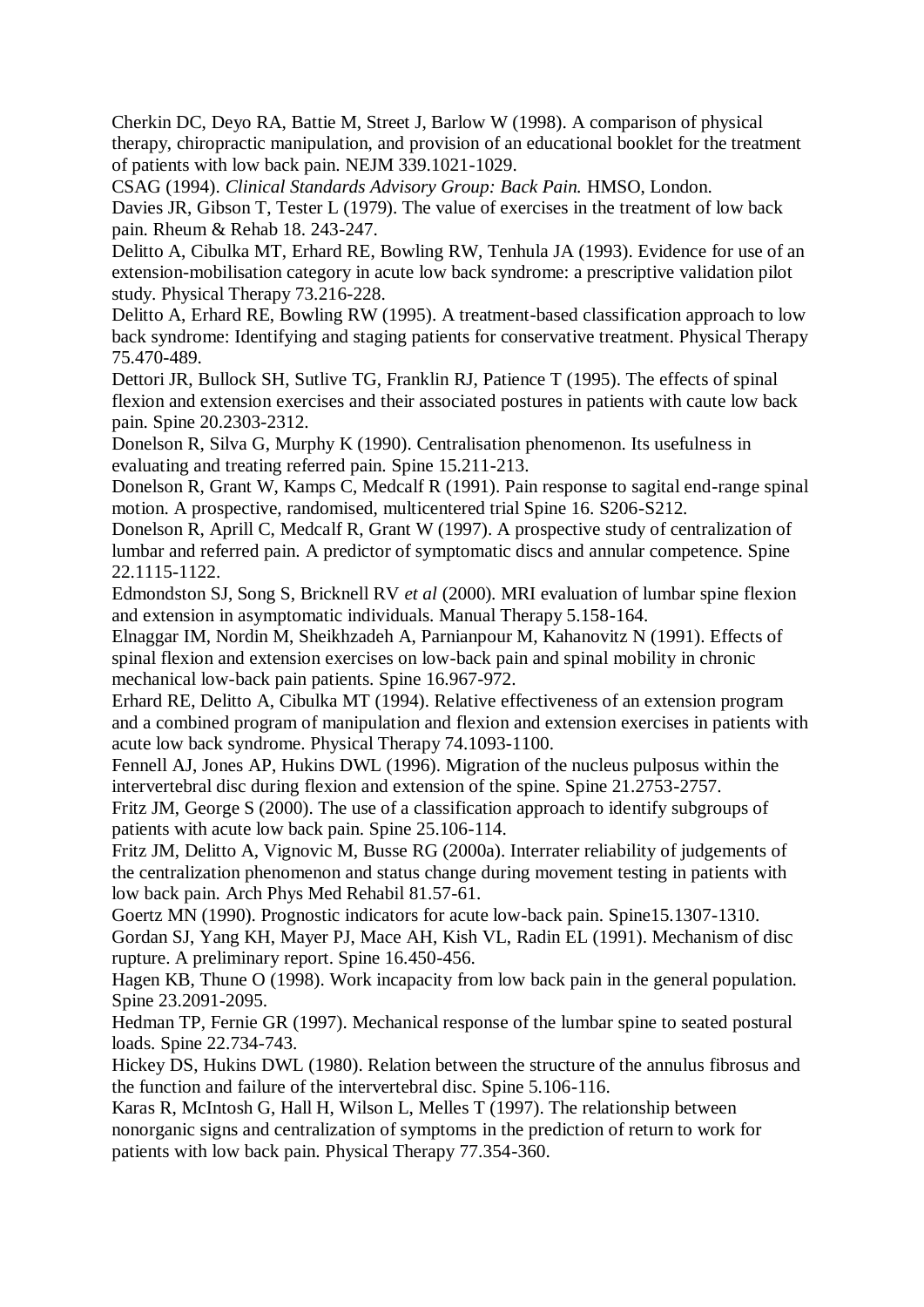Cherkin DC, Deyo RA, Battie M, Street J, Barlow W (1998). A comparison of physical therapy, chiropractic manipulation, and provision of an educational booklet for the treatment of patients with low back pain. NEJM 339.1021-1029.

CSAG (1994). *Clinical Standards Advisory Group: Back Pain.* HMSO, London.

Davies JR, Gibson T, Tester L (1979). The value of exercises in the treatment of low back pain. Rheum & Rehab 18. 243-247.

Delitto A, Cibulka MT, Erhard RE, Bowling RW, Tenhula JA (1993). Evidence for use of an extension-mobilisation category in acute low back syndrome: a prescriptive validation pilot study. Physical Therapy 73.216-228.

Delitto A, Erhard RE, Bowling RW (1995). A treatment-based classification approach to low back syndrome: Identifying and staging patients for conservative treatment. Physical Therapy 75.470-489.

Dettori JR, Bullock SH, Sutlive TG, Franklin RJ, Patience T (1995). The effects of spinal flexion and extension exercises and their associated postures in patients with caute low back pain. Spine 20.2303-2312.

Donelson R, Silva G, Murphy K (1990). Centralisation phenomenon. Its usefulness in evaluating and treating referred pain. Spine 15.211-213.

Donelson R, Grant W, Kamps C, Medcalf R (1991). Pain response to sagital end-range spinal motion. A prospective, randomised, multicentered trial Spine 16. S206-S212.

Donelson R, Aprill C, Medcalf R, Grant W (1997). A prospective study of centralization of lumbar and referred pain. A predictor of symptomatic discs and annular competence. Spine 22.1115-1122.

Edmondston SJ, Song S, Bricknell RV *et al* (2000). MRI evaluation of lumbar spine flexion and extension in asymptomatic individuals. Manual Therapy 5.158-164.

Elnaggar IM, Nordin M, Sheikhzadeh A, Parnianpour M, Kahanovitz N (1991). Effects of spinal flexion and extension exercises on low-back pain and spinal mobility in chronic mechanical low-back pain patients. Spine 16.967-972.

Erhard RE, Delitto A, Cibulka MT (1994). Relative effectiveness of an extension program and a combined program of manipulation and flexion and extension exercises in patients with acute low back syndrome. Physical Therapy 74.1093-1100.

Fennell AJ, Jones AP, Hukins DWL (1996). Migration of the nucleus pulposus within the intervertebral disc during flexion and extension of the spine. Spine 21.2753-2757.

Fritz JM, George S (2000). The use of a classification approach to identify subgroups of patients with acute low back pain. Spine 25.106-114.

Fritz JM, Delitto A, Vignovic M, Busse RG (2000a). Interrater reliability of judgements of the centralization phenomenon and status change during movement testing in patients with low back pain. Arch Phys Med Rehabil 81.57-61.

Goertz MN (1990). Prognostic indicators for acute low-back pain. Spine15.1307-1310.

Gordan SJ, Yang KH, Mayer PJ, Mace AH, Kish VL, Radin EL (1991). Mechanism of disc rupture. A preliminary report. Spine 16.450-456.

Hagen KB, Thune O (1998). Work incapacity from low back pain in the general population. Spine 23.2091-2095.

Hedman TP, Fernie GR (1997). Mechanical response of the lumbar spine to seated postural loads. Spine 22.734-743.

Hickey DS, Hukins DWL (1980). Relation between the structure of the annulus fibrosus and the function and failure of the intervertebral disc. Spine 5.106-116.

Karas R, McIntosh G, Hall H, Wilson L, Melles T (1997). The relationship between nonorganic signs and centralization of symptoms in the prediction of return to work for patients with low back pain. Physical Therapy 77.354-360.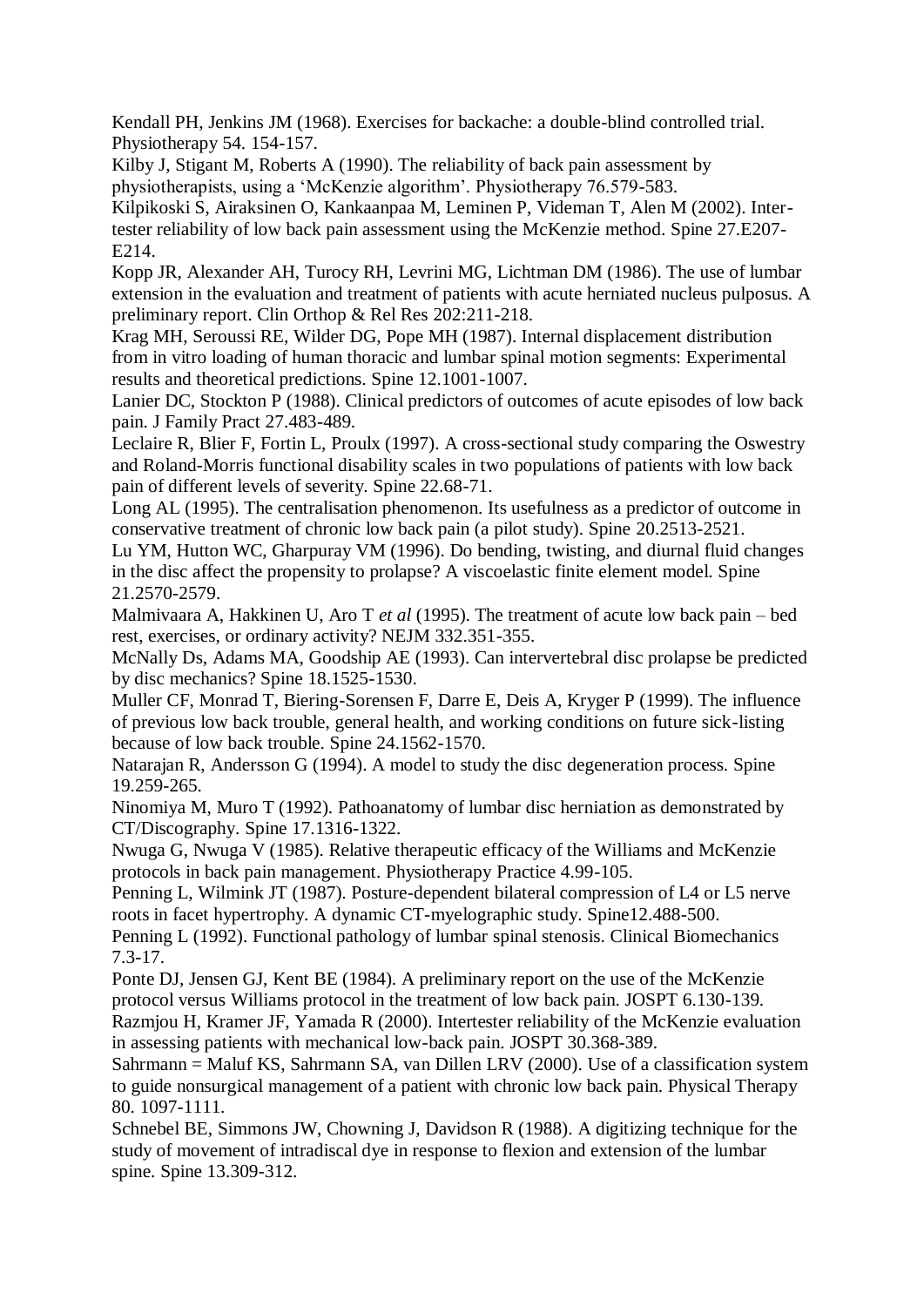Kendall PH, Jenkins JM (1968). Exercises for backache: a double-blind controlled trial. Physiotherapy 54. 154-157.

Kilby J, Stigant M, Roberts A (1990). The reliability of back pain assessment by physiotherapists, using a 'McKenzie algorithm'. Physiotherapy 76.579-583.

Kilpikoski S, Airaksinen O, Kankaanpaa M, Leminen P, Videman T, Alen M (2002). Inter-tester reliability of low back pain assessment using the McKenzie method. Spine 27.E207-E214.

Kopp JR, Alexander AH, Turocy RH, Levrini MG, Lichtman DM (1986). The use of lumbar extension in the evaluation and treatment of patients with acute herniated nucleus pulposus. A preliminary report. Clin Orthop & Rel Res 202:211-218.

Krag MH, Seroussi RE, Wilder DG, Pope MH (1987). Internal displacement distribution from in vitro loading of human thoracic and lumbar spinal motion segments: Experimental results and theoretical predictions. Spine 12.1001-1007.

Lanier DC, Stockton P (1988). Clinical predictors of outcomes of acute episodes of low back pain. J Family Pract 27.483-489.

Leclaire R, Blier F, Fortin L, Proulx (1997). A cross-sectional study comparing the Oswestry and Roland-Morris functional disability scales in two populations of patients with low back pain of different levels of severity. Spine 22.68-71.

Long AL (1995). The centralisation phenomenon. Its usefulness as a predictor of outcome in conservative treatment of chronic low back pain (a pilot study). Spine 20.2513-2521.

Lu YM, Hutton WC, Gharpuray VM (1996). Do bending, twisting, and diurnal fluid changes in the disc affect the propensity to prolapse? A viscoelastic finite element model. Spine 21.2570-2579.

Malmivaara A, Hakkinen U, Aro T *et al* (1995). The treatment of acute low back pain – bed rest, exercises, or ordinary activity? NEJM 332.351-355.

McNally Ds, Adams MA, Goodship AE (1993). Can intervertebral disc prolapse be predicted by disc mechanics? Spine 18.1525-1530.

Muller CF, Monrad T, Biering-Sorensen F, Darre E, Deis A, Kryger P (1999). The influence of previous low back trouble, general health, and working conditions on future sick-listing because of low back trouble. Spine 24.1562-1570.

Natarajan R, Andersson G (1994). A model to study the disc degeneration process. Spine 19.259-265.

Ninomiya M, Muro T (1992). Pathoanatomy of lumbar disc herniation as demonstrated by CT/Discography. Spine 17.1316-1322.

Nwuga G, Nwuga V (1985). Relative therapeutic efficacy of the Williams and McKenzie protocols in back pain management. Physiotherapy Practice 4.99-105.

Penning L, Wilmink JT (1987). Posture-dependent bilateral compression of L4 or L5 nerve roots in facet hypertrophy. A dynamic CT-myelographic study. Spine12.488-500.

Penning L (1992). Functional pathology of lumbar spinal stenosis. Clinical Biomechanics 7.3-17.

Ponte DJ, Jensen GJ, Kent BE (1984). A preliminary report on the use of the McKenzie protocol versus Williams protocol in the treatment of low back pain. JOSPT 6.130-139.

Razmjou H, Kramer JF, Yamada R (2000). Intertester reliability of the McKenzie evaluation in assessing patients with mechanical low-back pain. JOSPT 30.368-389.

Sahrmann = Maluf KS, Sahrmann SA, van Dillen LRV (2000). Use of a classification system to guide nonsurgical management of a patient with chronic low back pain. Physical Therapy 80. 1097-1111.

Schnebel BE, Simmons JW, Chowning J, Davidson R (1988). A digitizing technique for the study of movement of intradiscal dye in response to flexion and extension of the lumbar spine. Spine 13.309-312.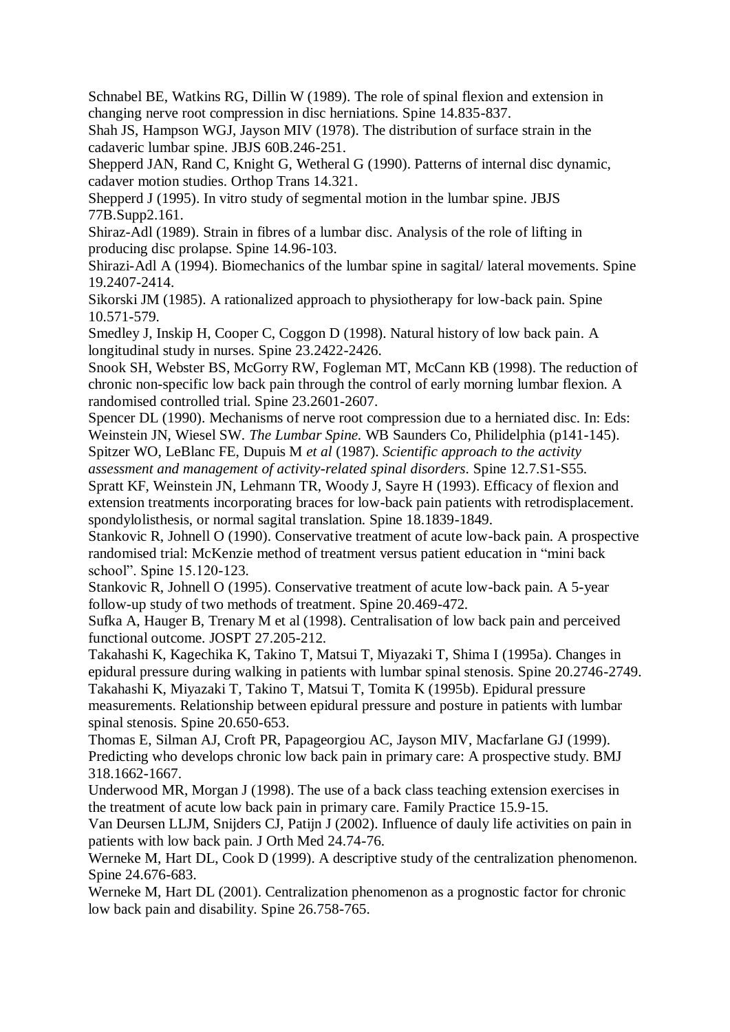Schnabel BE, Watkins RG, Dillin W (1989). The role of spinal flexion and extension in changing nerve root compression in disc herniations. Spine 14.835-837.

Shah JS, Hampson WGJ, Jayson MIV (1978). The distribution of surface strain in the cadaveric lumbar spine. JBJS 60B.246-251.

Shepperd JAN, Rand C, Knight G, Wetheral G (1990). Patterns of internal disc dynamic, cadaver motion studies. Orthop Trans 14.321.

Shepperd J (1995). In vitro study of segmental motion in the lumbar spine. JBJS 77B.Supp2.161.

Shiraz-Adl (1989). Strain in fibres of a lumbar disc. Analysis of the role of lifting in producing disc prolapse. Spine 14.96-103.

Shirazi-Adl A (1994). Biomechanics of the lumbar spine in sagital/ lateral movements. Spine 19.2407-2414.

Sikorski JM (1985). A rationalized approach to physiotherapy for low-back pain. Spine 10.571-579.

Smedley J, Inskip H, Cooper C, Coggon D (1998). Natural history of low back pain. A longitudinal study in nurses. Spine 23.2422-2426.

Snook SH, Webster BS, McGorry RW, Fogleman MT, McCann KB (1998). The reduction of chronic non-specific low back pain through the control of early morning lumbar flexion. A randomised controlled trial. Spine 23.2601-2607.

Spencer DL (1990). Mechanisms of nerve root compression due to a herniated disc. In: Eds: Weinstein JN, Wiesel SW. *The Lumbar Spine.* WB Saunders Co, Philidelphia (p141-145).

Spitzer WO, LeBlanc FE, Dupuis M *et al* (1987). *Scientific approach to the activity assessment and management of activity-related spinal disorders*. Spine 12.7.S1-S55.

Spratt KF, Weinstein JN, Lehmann TR, Woody J, Sayre H (1993). Efficacy of flexion and extension treatments incorporating braces for low-back pain patients with retrodisplacement. spondylolisthesis, or normal sagital translation. Spine 18.1839-1849.

Stankovic R, Johnell O (1990). Conservative treatment of acute low-back pain. A prospective randomised trial: McKenzie method of treatment versus patient education in "mini back school". Spine 15.120-123.

Stankovic R, Johnell O (1995). Conservative treatment of acute low-back pain. A 5-year follow-up study of two methods of treatment. Spine 20.469-472.

Sufka A, Hauger B, Trenary M et al (1998). Centralisation of low back pain and perceived functional outcome. JOSPT 27.205-212.

Takahashi K, Kagechika K, Takino T, Matsui T, Miyazaki T, Shima I (1995a). Changes in epidural pressure during walking in patients with lumbar spinal stenosis. Spine 20.2746-2749.

Takahashi K, Miyazaki T, Takino T, Matsui T, Tomita K (1995b). Epidural pressure measurements. Relationship between epidural pressure and posture in patients with lumbar spinal stenosis. Spine 20.650-653.

Thomas E, Silman AJ, Croft PR, Papageorgiou AC, Jayson MIV, Macfarlane GJ (1999). Predicting who develops chronic low back pain in primary care: A prospective study. BMJ 318.1662-1667.

Underwood MR, Morgan J (1998). The use of a back class teaching extension exercises in the treatment of acute low back pain in primary care. Family Practice 15.9-15.

Van Deursen LLJM, Snijders CJ, Patijn J (2002). Influence of dauly life activities on pain in patients with low back pain. J Orth Med 24.74-76.

Werneke M, Hart DL, Cook D (1999). A descriptive study of the centralization phenomenon. Spine 24.676-683.

Werneke M, Hart DL (2001). Centralization phenomenon as a prognostic factor for chronic low back pain and disability. Spine 26.758-765.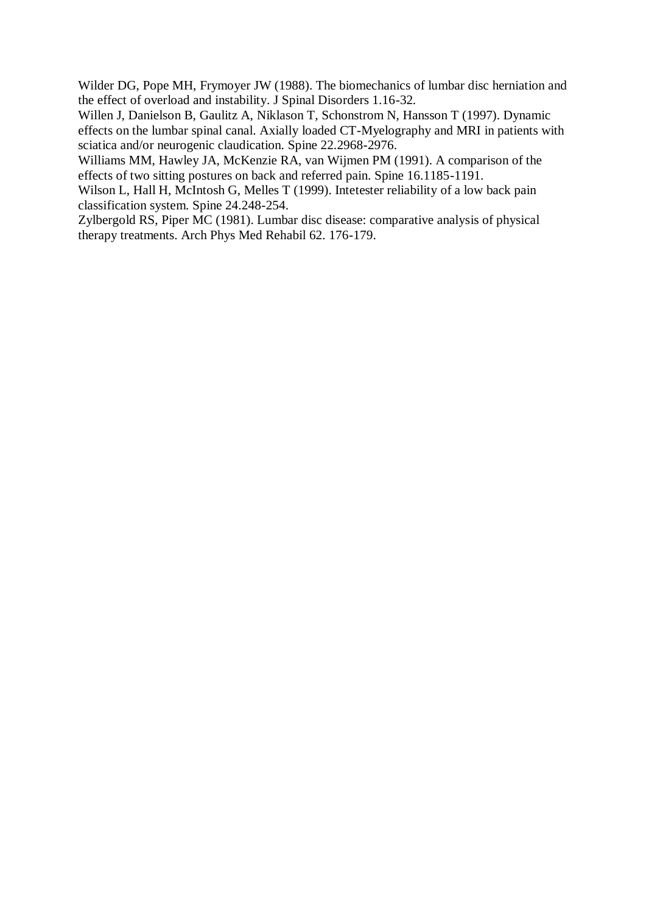Wilder DG, Pope MH, Frymoyer JW (1988). The biomechanics of lumbar disc herniation and the effect of overload and instability. J Spinal Disorders 1.16-32.

Willen J, Danielson B, Gaulitz A, Niklason T, Schonstrom N, Hansson T (1997). Dynamic effects on the lumbar spinal canal. Axially loaded CT-Myelography and MRI in patients with sciatica and/or neurogenic claudication. Spine 22.2968-2976.

Williams MM, Hawley JA, McKenzie RA, van Wijmen PM (1991). A comparison of the effects of two sitting postures on back and referred pain. Spine 16.1185-1191.

Wilson L, Hall H, McIntosh G, Melles T (1999). Intetester reliability of a low back pain classification system. Spine 24.248-254.

Zylbergold RS, Piper MC (1981). Lumbar disc disease: comparative analysis of physical therapy treatments. Arch Phys Med Rehabil 62. 176-179.